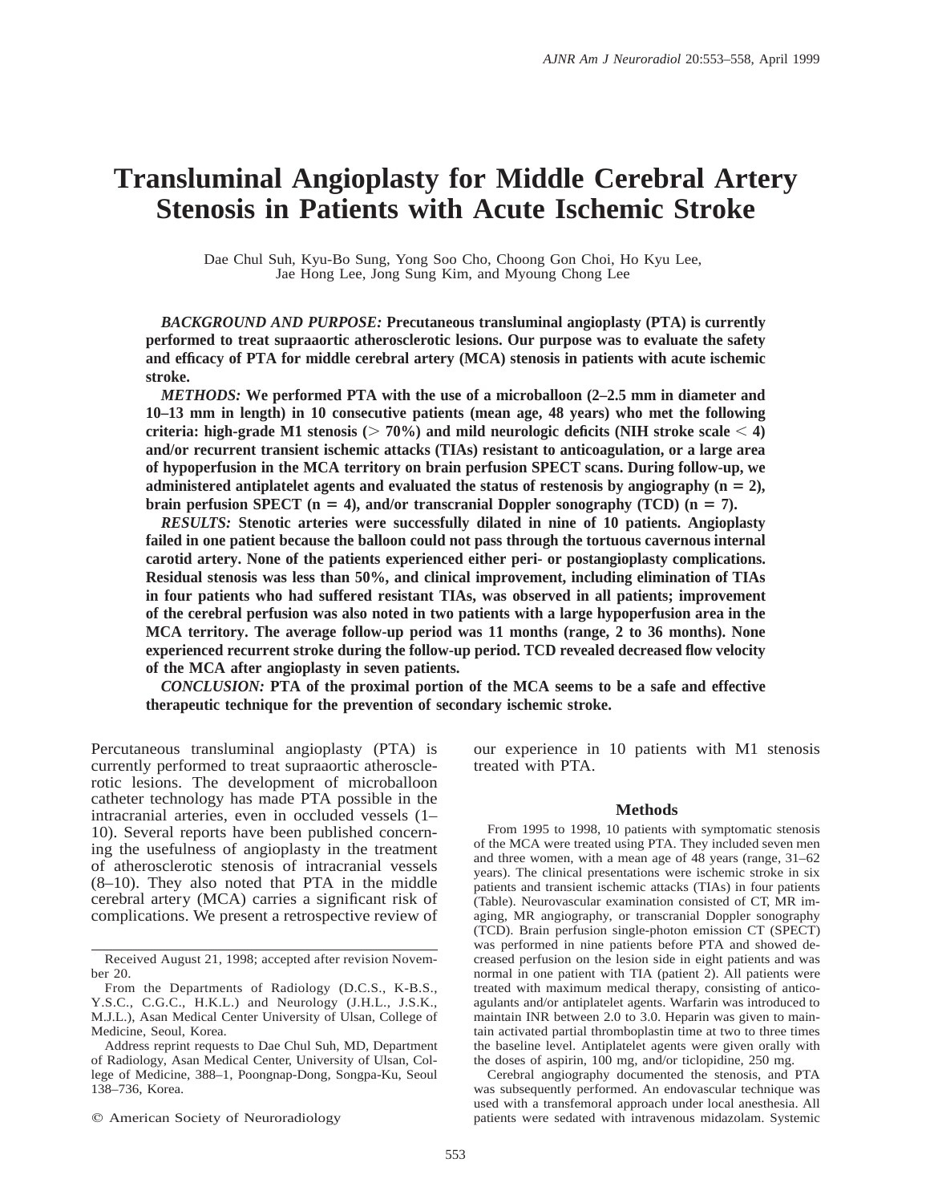# Transluminal Angioplasty for Middle Cerebral Artery Stenosis in Patients with Acute Ischemic Stroke

Dae Chul Suh, Kyu-Bo Sung, Yong Soo Cho, Choong Gon Choi, Ho Kyu Lee, Jae Hong Lee, Jong Sung Kim, and Myoung Chong Lee

***BACKGROUND AND PURPOSE:*** **Precutaneous transluminal angioplasty (PTA) is currently performed to treat supraaortic atherosclerotic lesions. Our purpose was to evaluate the safety and efficacy of PTA for middle cerebral artery (MCA) stenosis in patients with acute ischemic stroke.**

***METHODS:*** **We performed PTA with the use of a microballoon (2–2.5 mm in diameter and 10–13 mm in length) in 10 consecutive patients (mean age, 48 years) who met the following criteria: high-grade M1 stenosis (> 70%) and mild neurologic deficits (NIH stroke scale < 4) and/or recurrent transient ischemic attacks (TIAs) resistant to anticoagulation, or a large area of hypoperfusion in the MCA territory on brain perfusion SPECT scans. During follow-up, we administered antiplatelet agents and evaluated the status of restenosis by angiography (n = 2), brain perfusion SPECT (n = 4), and/or transcranial Doppler sonography (TCD) (n = 7).**

***RESULTS:*** **Stenotic arteries were successfully dilated in nine of 10 patients. Angioplasty failed in one patient because the balloon could not pass through the tortuous cavernous internal carotid artery. None of the patients experienced either peri- or postangioplasty complications. Residual stenosis was less than 50%, and clinical improvement, including elimination of TIAs in four patients who had suffered resistant TIAs, was observed in all patients; improvement of the cerebral perfusion was also noted in two patients with a large hypoperfusion area in the MCA territory. The average follow-up period was 11 months (range, 2 to 36 months). None experienced recurrent stroke during the follow-up period. TCD revealed decreased flow velocity of the MCA after angioplasty in seven patients.**

***CONCLUSION:*** **PTA of the proximal portion of the MCA seems to be a safe and effective therapeutic technique for the prevention of secondary ischemic stroke.**

Percutaneous transluminal angioplasty (PTA) is currently performed to treat supraaortic atherosclerotic lesions. The development of microballoon catheter technology has made PTA possible in the intracranial arteries, even in occluded vessels (1–10). Several reports have been published concerning the usefulness of angioplasty in the treatment of atherosclerotic stenosis of intracranial vessels (8–10). They also noted that PTA in the middle cerebral artery (MCA) carries a significant risk of complications. We present a retrospective review of our experience in 10 patients with M1 stenosis treated with PTA.

Received August 21, 1998; accepted after revision November 20.

From the Departments of Radiology (D.C.S., K-B.S., Y.S.C., C.G.C., H.K.L.) and Neurology (J.H.L., J.S.K., M.J.L.), Asan Medical Center University of Ulsan, College of Medicine, Seoul, Korea.

Address reprint requests to Dae Chul Suh, MD, Department of Radiology, Asan Medical Center, University of Ulsan, College of Medicine, 388–1, Poongnap-Dong, Songpa-Ku, Seoul 138–736, Korea.

© American Society of Neuroradiology

## Methods

From 1995 to 1998, 10 patients with symptomatic stenosis of the MCA were treated using PTA. They included seven men and three women, with a mean age of 48 years (range, 31–62 years). The clinical presentations were ischemic stroke in six patients and transient ischemic attacks (TIAs) in four patients (Table). Neurovascular examination consisted of CT, MR imaging, MR angiography, or transcranial Doppler sonography (TCD). Brain perfusion single-photon emission CT (SPECT) was performed in nine patients before PTA and showed decreased perfusion on the lesion side in eight patients and was normal in one patient with TIA (patient 2). All patients were treated with maximum medical therapy, consisting of anticoagulants and/or antiplatelet agents. Warfarin was introduced to maintain INR between 2.0 to 3.0. Heparin was given to maintain activated partial thromboplastin time at two to three times the baseline level. Antiplatelet agents were given orally with the doses of aspirin, 100 mg, and/or ticlopidine, 250 mg.

Cerebral angiography documented the stenosis, and PTA was subsequently performed. An endovascular technique was used with a transfemoral approach under local anesthesia. All patients were sedated with intravenous midazolam. Systemic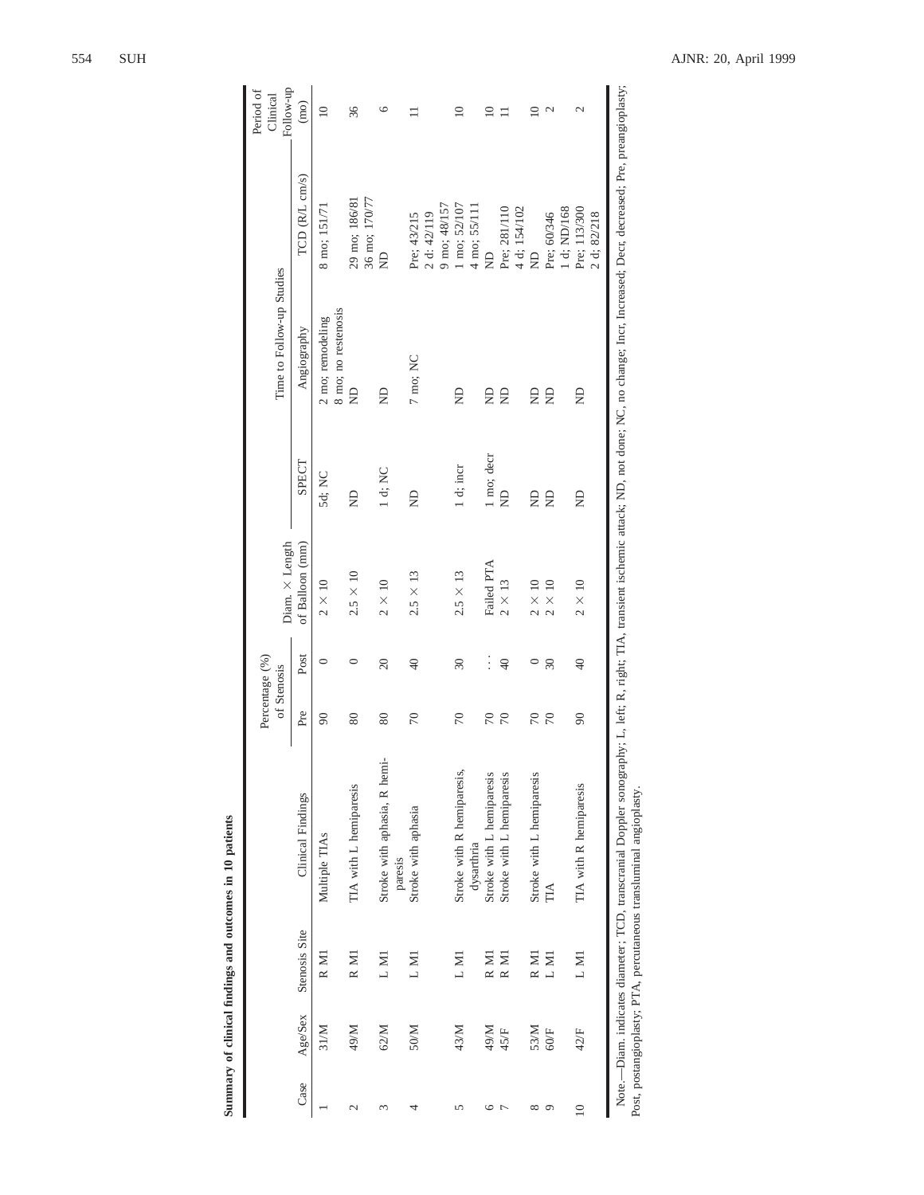**Summary of clinical findings and outcomes in 10 patients**

| Case | Age/Sex | Stenosis Site | Clinical Findings | Percentage (%) of Stenosis | | Diam. × Length of Balloon (mm) | Time to Follow-up Studies | | | Period of Clinical Follow-up (mo) |
|---|---|---|---|---|---|---|---|---|---|---|
| | | | | Pre | Post | | SPECT | Angiography | TCD (R/L cm/s) | |
| 1 | 31/M | R M1 | Multiple TIAs | 90 | 0 | 2 × 10 | 5d; NC | 2 mo; remodeling<br>8 mo; no restenosis | 8 mo; 151/71 | 10 |
| 2 | 49/M | R M1 | TIA with L hemiparesis | 80 | 0 | 2.5 × 10 | ND | ND | 29 mo; 186/81<br>36 mo; 170/77 | 36 |
| 3 | 62/M | L M1 | Stroke with aphasia, R hemiparesis | 80 | 20 | 2 × 10 | 1 d; NC | ND | ND | 6 |
| 4 | 50/M | L M1 | Stroke with aphasia | 70 | 40 | 2.5 × 13 | ND | 7 mo; NC | Pre; 43/215<br>2 d: 42/119<br>9 mo; 48/157 | 11 |
| 5 | 43/M | L M1 | Stroke with R hemiparesis, dysarthria | 70 | 30 | 2.5 × 13 | 1 d; incr | ND | 1 mo; 52/107<br>4 mo; 55/111 | 10 |
| 6 | 49/M | R M1 | Stroke with L hemiparesis | 70 | . . . | Failed PTA | 1 mo; decr | ND | ND | 10 |
| 7 | 45/F | R M1 | Stroke with L hemiparesis | 70 | 40 | 2 × 13 | ND | ND | Pre; 281/110<br>4 d; 154/102 | 11 |
| 8 | 53/M | R M1 | Stroke with L hemiparesis | 70 | 0 | 2 × 10 | ND | ND | ND | 10 |
| 9 | 60/F | L M1 | TIA | 70 | 30 | 2 × 10 | ND | ND | Pre; 60/346<br>1 d; ND/168 | 2 |
| 10 | 42/F | L M1 | TIA with R hemiparesis | 90 | 40 | 2 × 10 | ND | ND | Pre; 113/300<br>2 d; 82/218 | 2 |

Note.—Diam. indicates diameter; TCD, transcranial Doppler sonography; L, left; R, right; TIA, transient ischemic attack; ND, not done; NC, no change; Incr, Increased; Decr, decreased; Pre, preangioplasty; Post, postangioplasty; PTA, percutaneous transluminal angioplasty.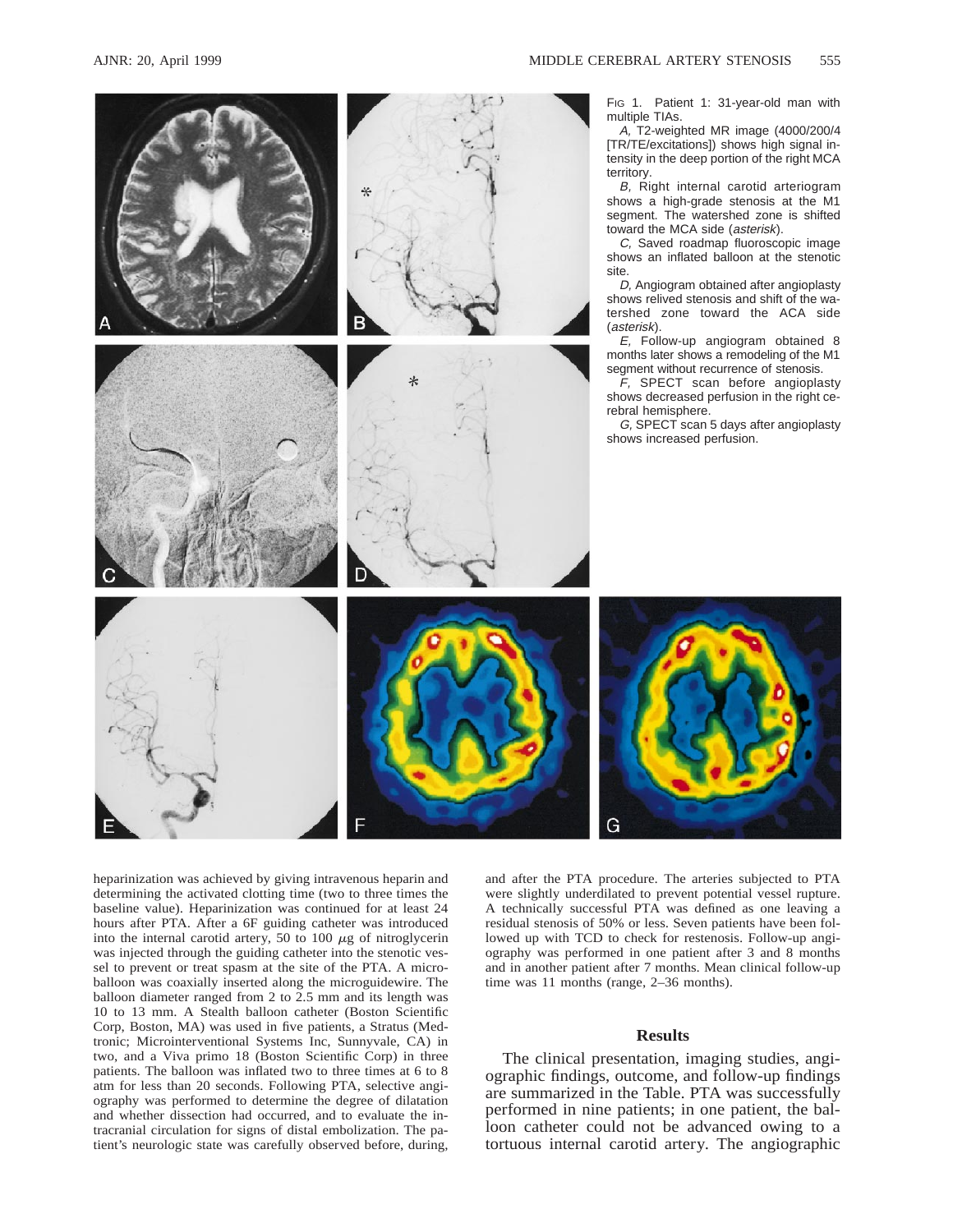FIG 1. Patient 1: 31-year-old man with multiple TIAs.

*A*, T2-weighted MR image (4000/200/4 [TR/TE/excitations]) shows high signal intensity in the deep portion of the right MCA territory.

*B*, Right internal carotid arteriogram shows a high-grade stenosis at the M1 segment. The watershed zone is shifted toward the MCA side (*asterisk*).

*C*, Saved roadmap fluoroscopic image shows an inflated balloon at the stenotic site.

*D*, Angiogram obtained after angioplasty shows relived stenosis and shift of the watershed zone toward the ACA side (*asterisk*).

*E*, Follow-up angiogram obtained 8 months later shows a remodeling of the M1 segment without recurrence of stenosis.

*F*, SPECT scan before angioplasty shows decreased perfusion in the right cerebral hemisphere.

*G*, SPECT scan 5 days after angioplasty shows increased perfusion.

heparinization was achieved by giving intravenous heparin and determining the activated clotting time (two to three times the baseline value). Heparinization was continued for at least 24 hours after PTA. After a 6F guiding catheter was introduced into the internal carotid artery, 50 to 100 $\mu$g of nitroglycerin was injected through the guiding catheter into the stenotic vessel to prevent or treat spasm at the site of the PTA. A microballoon was coaxially inserted along the microguidewire. The balloon diameter ranged from 2 to 2.5 mm and its length was 10 to 13 mm. A Stealth balloon catheter (Boston Scientific Corp, Boston, MA) was used in five patients, a Stratus (Medtronic; Microinterventional Systems Inc, Sunnyvale, CA) in two, and a Viva primo 18 (Boston Scientific Corp) in three patients. The balloon was inflated two to three times at 6 to 8 atm for less than 20 seconds. Following PTA, selective angiography was performed to determine the degree of dilatation and whether dissection had occurred, and to evaluate the intracranial circulation for signs of distal embolization. The patient's neurologic state was carefully observed before, during, and after the PTA procedure. The arteries subjected to PTA were slightly underdilated to prevent potential vessel rupture. A technically successful PTA was defined as one leaving a residual stenosis of 50% or less. Seven patients have been followed up with TCD to check for restenosis. Follow-up angiography was performed in one patient after 3 and 8 months and in another patient after 7 months. Mean clinical follow-up time was 11 months (range, 2–36 months).

## Results

The clinical presentation, imaging studies, angiographic findings, outcome, and follow-up findings are summarized in the Table. PTA was successfully performed in nine patients; in one patient, the balloon catheter could not be advanced owing to a tortuous internal carotid artery. The angiographic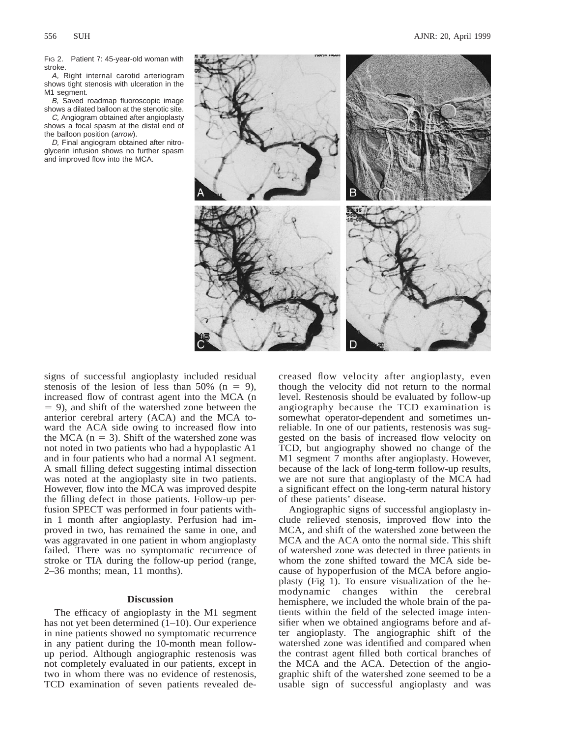Fig 2. Patient 7: 45-year-old woman with stroke.

*A,* Right internal carotid arteriogram shows tight stenosis with ulceration in the M1 segment.

*B,* Saved roadmap fluoroscopic image shows a dilated balloon at the stenotic site.

*C,* Angiogram obtained after angioplasty shows a focal spasm at the distal end of the balloon position (*arrow*).

*D,* Final angiogram obtained after nitroglycerin infusion shows no further spasm and improved flow into the MCA.

signs of successful angioplasty included residual stenosis of the lesion of less than 50% (n = 9), increased flow of contrast agent into the MCA (n = 9), and shift of the watershed zone between the anterior cerebral artery (ACA) and the MCA toward the ACA side owing to increased flow into the MCA (n = 3). Shift of the watershed zone was not noted in two patients who had a hypoplastic A1 and in four patients who had a normal A1 segment. A small filling defect suggesting intimal dissection was noted at the angioplasty site in two patients. However, flow into the MCA was improved despite the filling defect in those patients. Follow-up perfusion SPECT was performed in four patients within 1 month after angioplasty. Perfusion had improved in two, has remained the same in one, and was aggravated in one patient in whom angioplasty failed. There was no symptomatic recurrence of stroke or TIA during the follow-up period (range, 2–36 months; mean, 11 months).

## Discussion

The efficacy of angioplasty in the M1 segment has not yet been determined (1–10). Our experience in nine patients showed no symptomatic recurrence in any patient during the 10-month mean follow-up period. Although angiographic restenosis was not completely evaluated in our patients, except in two in whom there was no evidence of restenosis, TCD examination of seven patients revealed decreased flow velocity after angioplasty, even though the velocity did not return to the normal level. Restenosis should be evaluated by follow-up angiography because the TCD examination is somewhat operator-dependent and sometimes unreliable. In one of our patients, restenosis was suggested on the basis of increased flow velocity on TCD, but angiography showed no change of the M1 segment 7 months after angioplasty. However, because of the lack of long-term follow-up results, we are not sure that angioplasty of the MCA had a significant effect on the long-term natural history of these patients' disease.

Angiographic signs of successful angioplasty include relieved stenosis, improved flow into the MCA, and shift of the watershed zone between the MCA and the ACA onto the normal side. This shift of watershed zone was detected in three patients in whom the zone shifted toward the MCA side because of hypoperfusion of the MCA before angioplasty (Fig 1). To ensure visualization of the hemodynamic changes within the cerebral hemisphere, we included the whole brain of the patients within the field of the selected image intensifier when we obtained angiograms before and after angioplasty. The angiographic shift of the watershed zone was identified and compared when the contrast agent filled both cortical branches of the MCA and the ACA. Detection of the angiographic shift of the watershed zone seemed to be a usable sign of successful angioplasty and was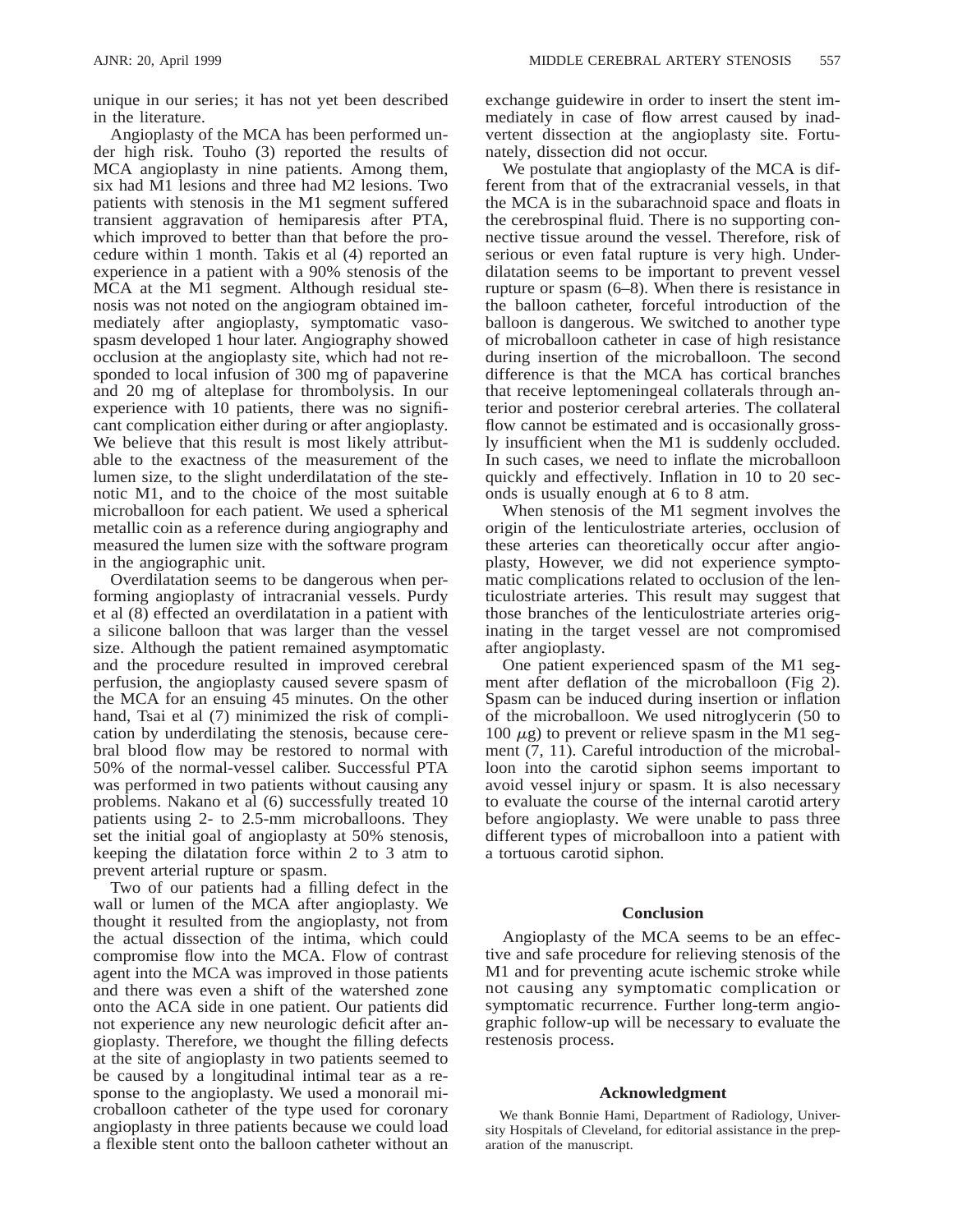unique in our series; it has not yet been described in the literature.

Angioplasty of the MCA has been performed under high risk. Touho (3) reported the results of MCA angioplasty in nine patients. Among them, six had M1 lesions and three had M2 lesions. Two patients with stenosis in the M1 segment suffered transient aggravation of hemiparesis after PTA, which improved to better than that before the procedure within 1 month. Takis et al (4) reported an experience in a patient with a 90% stenosis of the MCA at the M1 segment. Although residual stenosis was not noted on the angiogram obtained immediately after angioplasty, symptomatic vasospasm developed 1 hour later. Angiography showed occlusion at the angioplasty site, which had not responded to local infusion of 300 mg of papaverine and 20 mg of alteplase for thrombolysis. In our experience with 10 patients, there was no significant complication either during or after angioplasty. We believe that this result is most likely attributable to the exactness of the measurement of the lumen size, to the slight underdilatation of the stenotic M1, and to the choice of the most suitable microballoon for each patient. We used a spherical metallic coin as a reference during angiography and measured the lumen size with the software program in the angiographic unit.

Overdilatation seems to be dangerous when performing angioplasty of intracranial vessels. Purdy et al (8) effected an overdilatation in a patient with a silicone balloon that was larger than the vessel size. Although the patient remained asymptomatic and the procedure resulted in improved cerebral perfusion, the angioplasty caused severe spasm of the MCA for an ensuing 45 minutes. On the other hand, Tsai et al (7) minimized the risk of complication by underdilating the stenosis, because cerebral blood flow may be restored to normal with 50% of the normal-vessel caliber. Successful PTA was performed in two patients without causing any problems. Nakano et al (6) successfully treated 10 patients using 2- to 2.5-mm microballoons. They set the initial goal of angioplasty at 50% stenosis, keeping the dilatation force within 2 to 3 atm to prevent arterial rupture or spasm.

Two of our patients had a filling defect in the wall or lumen of the MCA after angioplasty. We thought it resulted from the angioplasty, not from the actual dissection of the intima, which could compromise flow into the MCA. Flow of contrast agent into the MCA was improved in those patients and there was even a shift of the watershed zone onto the ACA side in one patient. Our patients did not experience any new neurologic deficit after angioplasty. Therefore, we thought the filling defects at the site of angioplasty in two patients seemed to be caused by a longitudinal intimal tear as a response to the angioplasty. We used a monorail microballoon catheter of the type used for coronary angioplasty in three patients because we could load a flexible stent onto the balloon catheter without an exchange guidewire in order to insert the stent immediately in case of flow arrest caused by inadvertent dissection at the angioplasty site. Fortunately, dissection did not occur.

We postulate that angioplasty of the MCA is different from that of the extracranial vessels, in that the MCA is in the subarachnoid space and floats in the cerebrospinal fluid. There is no supporting connective tissue around the vessel. Therefore, risk of serious or even fatal rupture is very high. Underdilatation seems to be important to prevent vessel rupture or spasm (6–8). When there is resistance in the balloon catheter, forceful introduction of the balloon is dangerous. We switched to another type of microballoon catheter in case of high resistance during insertion of the microballoon. The second difference is that the MCA has cortical branches that receive leptomeningeal collaterals through anterior and posterior cerebral arteries. The collateral flow cannot be estimated and is occasionally grossly insufficient when the M1 is suddenly occluded. In such cases, we need to inflate the microballoon quickly and effectively. Inflation in 10 to 20 seconds is usually enough at 6 to 8 atm.

When stenosis of the M1 segment involves the origin of the lenticulostriate arteries, occlusion of these arteries can theoretically occur after angioplasty, However, we did not experience symptomatic complications related to occlusion of the lenticulostriate arteries. This result may suggest that those branches of the lenticulostriate arteries originating in the target vessel are not compromised after angioplasty.

One patient experienced spasm of the M1 segment after deflation of the microballoon (Fig 2). Spasm can be induced during insertion or inflation of the microballoon. We used nitroglycerin (50 to 100 $\mu$g) to prevent or relieve spasm in the M1 segment (7, 11). Careful introduction of the microballoon into the carotid siphon seems important to avoid vessel injury or spasm. It is also necessary to evaluate the course of the internal carotid artery before angioplasty. We were unable to pass three different types of microballoon into a patient with a tortuous carotid siphon.

## Conclusion

Angioplasty of the MCA seems to be an effective and safe procedure for relieving stenosis of the M1 and for preventing acute ischemic stroke while not causing any symptomatic complication or symptomatic recurrence. Further long-term angiographic follow-up will be necessary to evaluate the restenosis process.

## Acknowledgment

We thank Bonnie Hami, Department of Radiology, University Hospitals of Cleveland, for editorial assistance in the preparation of the manuscript.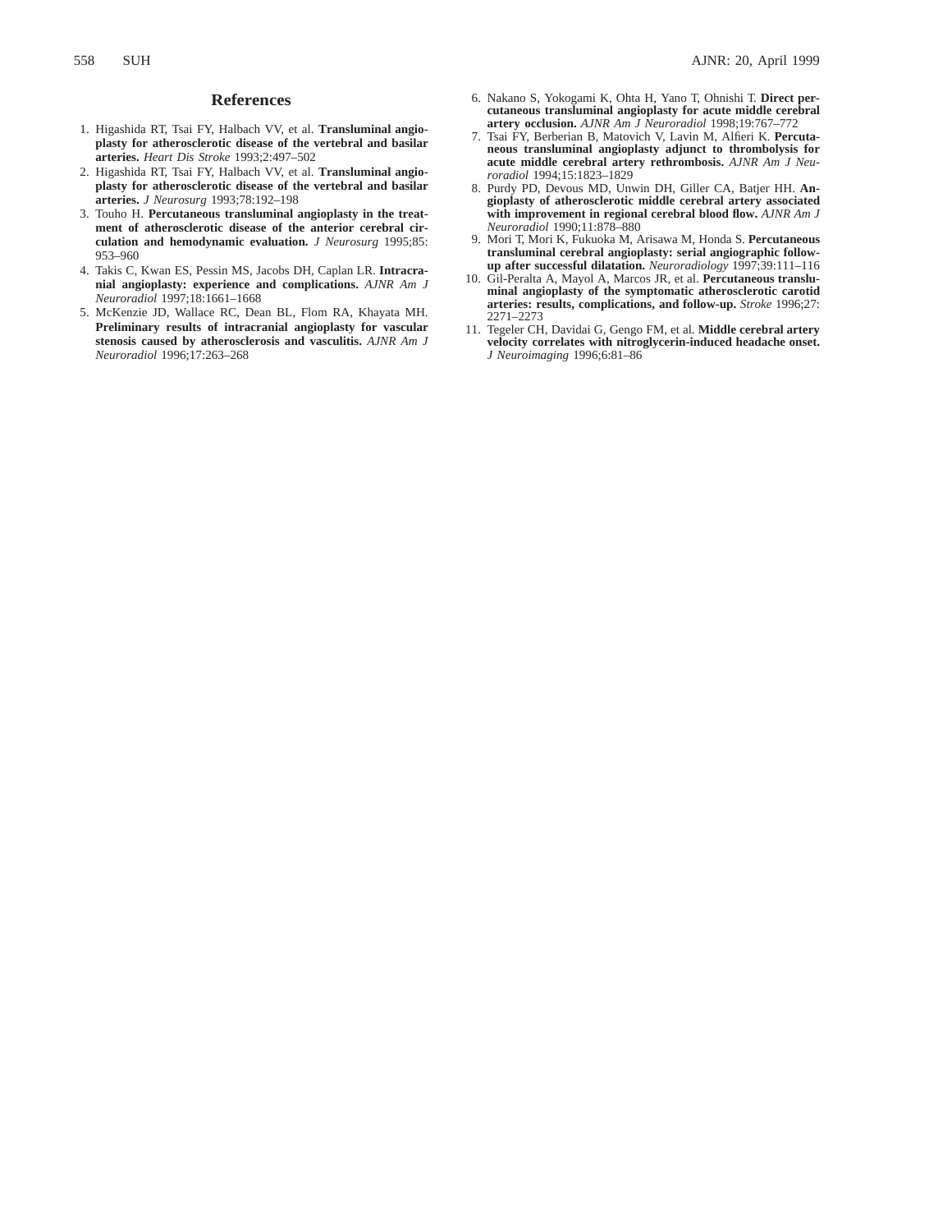## References

1. Higashida RT, Tsai FY, Halbach VV, et al. **Transluminal angioplasty for atherosclerotic disease of the vertebral and basilar arteries.** *Heart Dis Stroke* 1993;2:497–502
2. Higashida RT, Tsai FY, Halbach VV, et al. **Transluminal angioplasty for atherosclerotic disease of the vertebral and basilar arteries.** *J Neurosurg* 1993;78:192–198
3. Touho H. **Percutaneous transluminal angioplasty in the treatment of atherosclerotic disease of the anterior cerebral circulation and hemodynamic evaluation.** *J Neurosurg* 1995;85:953–960
4. Takis C, Kwan ES, Pessin MS, Jacobs DH, Caplan LR. **Intracranial angioplasty: experience and complications.** *AJNR Am J Neuroradiol* 1997;18:1661–1668
5. McKenzie JD, Wallace RC, Dean BL, Flom RA, Khayata MH. **Preliminary results of intracranial angioplasty for vascular stenosis caused by atherosclerosis and vasculitis.** *AJNR Am J Neuroradiol* 1996;17:263–268
6. Nakano S, Yokogami K, Ohta H, Yano T, Ohnishi T. **Direct percutaneous transluminal angioplasty for acute middle cerebral artery occlusion.** *AJNR Am J Neuroradiol* 1998;19:767–772
7. Tsai FY, Berberian B, Matovich V, Lavin M, Alfieri K. **Percutaneous transluminal angioplasty adjunct to thrombolysis for acute middle cerebral artery rethrombosis.** *AJNR Am J Neuroradiol* 1994;15:1823–1829
8. Purdy PD, Devous MD, Unwin DH, Giller CA, Batjer HH. **Angioplasty of atherosclerotic middle cerebral artery associated with improvement in regional cerebral blood flow.** *AJNR Am J Neuroradiol* 1990;11:878–880
9. Mori T, Mori K, Fukuoka M, Arisawa M, Honda S. **Percutaneous transluminal cerebral angioplasty: serial angiographic follow-up after successful dilatation.** *Neuroradiology* 1997;39:111–116
10. Gil-Peralta A, Mayol A, Marcos JR, et al. **Percutaneous transluminal angioplasty of the symptomatic atherosclerotic carotid arteries: results, complications, and follow-up.** *Stroke* 1996;27:2271–2273
11. Tegeler CH, Davidai G, Gengo FM, et al. **Middle cerebral artery velocity correlates with nitroglycerin-induced headache onset.** *J Neuroimaging* 1996;6:81–86